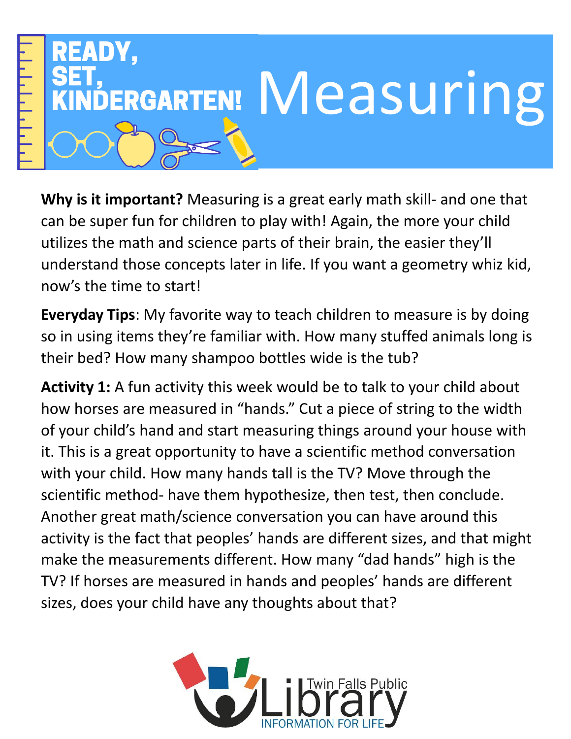# READY, SET, KINDERGARTEN! Measuring

**Why is it important?** Measuring is a great early math skill- and one that can be super fun for children to play with! Again, the more your child utilizes the math and science parts of their brain, the easier they'll understand those concepts later in life. If you want a geometry whiz kid, now's the time to start!

**Everyday Tips**: My favorite way to teach children to measure is by doing so in using items they're familiar with. How many stuffed animals long is their bed? How many shampoo bottles wide is the tub?

**Activity 1:** A fun activity this week would be to talk to your child about how horses are measured in "hands." Cut a piece of string to the width of your child's hand and start measuring things around your house with it. This is a great opportunity to have a scientific method conversation with your child. How many hands tall is the TV? Move through the scientific method- have them hypothesize, then test, then conclude. Another great math/science conversation you can have around this activity is the fact that peoples' hands are different sizes, and that might make the measurements different. How many "dad hands" high is the TV? If horses are measured in hands and peoples' hands are different sizes, does your child have any thoughts about that?

Twin Falls Public Library

INFORMATION FOR LIFE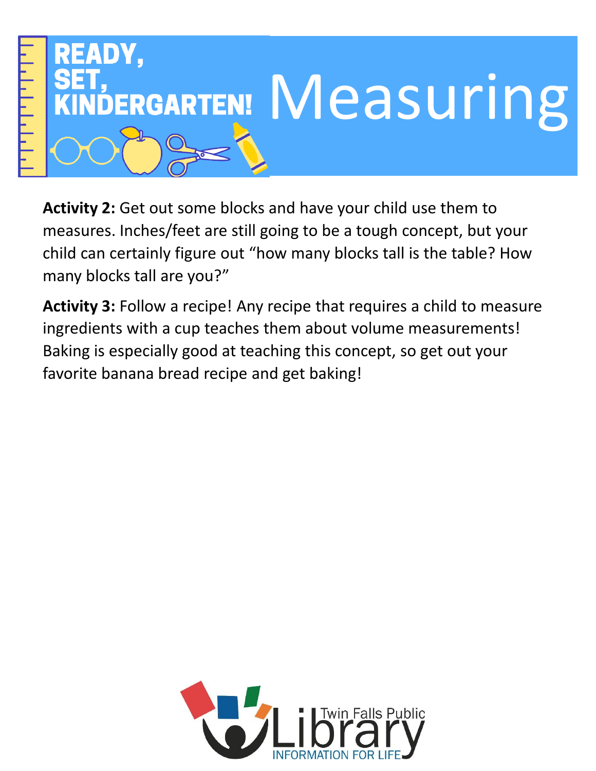# READY, SET, KINDERGARTEN! Measuring

**Activity 2:** Get out some blocks and have your child use them to measures. Inches/feet are still going to be a tough concept, but your child can certainly figure out "how many blocks tall is the table? How many blocks tall are you?"

**Activity 3:** Follow a recipe! Any recipe that requires a child to measure ingredients with a cup teaches them about volume measurements! Baking is especially good at teaching this concept, so get out your favorite banana bread recipe and get baking!

Twin Falls Public Library
INFORMATION FOR LIFE